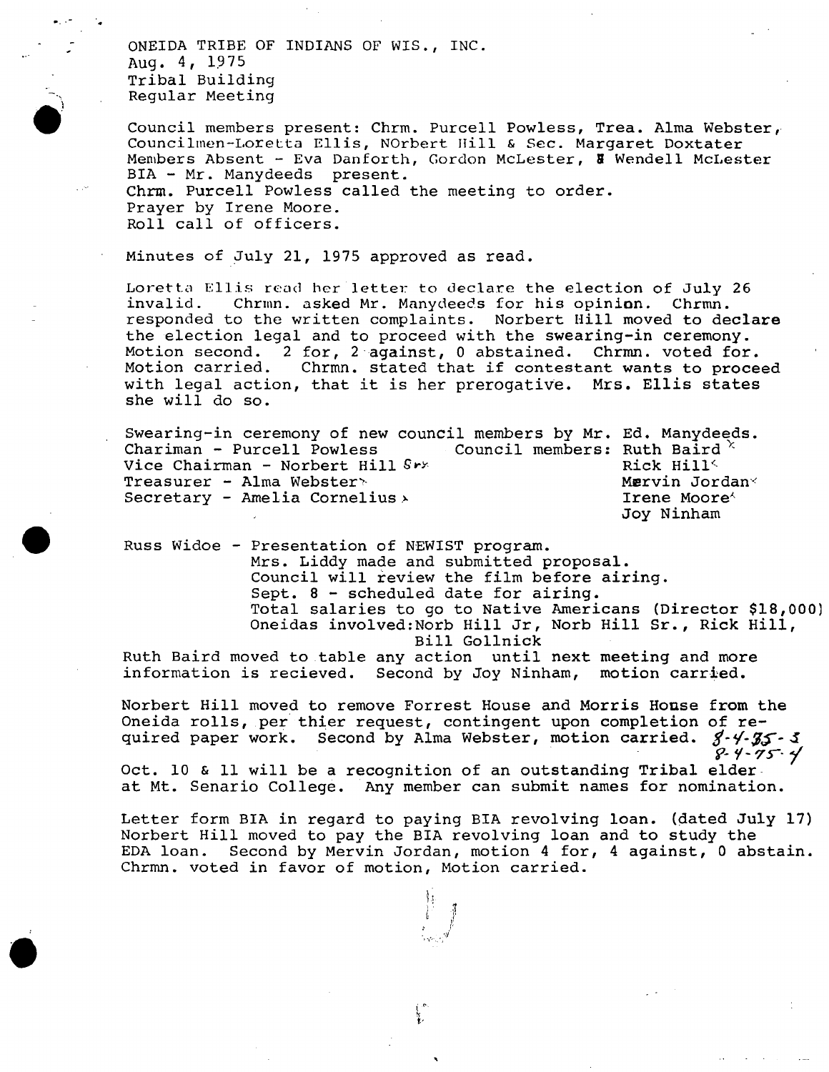ONEIDA TRIBE OF INDIANS OF WIS., INC.
Aug. 4, 1975
Tribal Building
Regular Meeting

Council members present: Chrm. Purcell Powless, Trea. Alma Webster, Councilmen-Loretta Ellis, NOrbert Hill & Sec. Margaret Doxtater
Members Absent - Eva Danforth, Gordon McLester, & Wendell McLester
BIA - Mr. Manydeeds present.
Chrm. Purcell Powless called the meeting to order.
Prayer by Irene Moore.
Roll call of officers.

Minutes of July 21, 1975 approved as read.

Loretta Ellis read her letter to declare the election of July 26 invalid. Chrmn. asked Mr. Manydeeds for his opinion. Chrmn. responded to the written complaints. Norbert Hill moved to declare the election legal and to proceed with the swearing-in ceremony. Motion second. 2 for, 2 against, 0 abstained. Chrmn. voted for. Motion carried. Chrmn. stated that if contestant wants to proceed with legal action, that it is her prerogative. Mrs. Ellis states she will do so.

Swearing-in ceremony of new council members by Mr. Ed. Manydeeds.

| | |
|---|---|
| Chariman - Purcell Powless | Council members: Ruth Baird |
| Vice Chairman - Norbert Hill Sr. | Rick Hill |
| Treasurer - Alma Webster | Mervin Jordan |
| Secretary - Amelia Cornelius | Irene Moore |
| | Joy Ninham |

Russ Widoe - Presentation of NEWIST program.
Mrs. Liddy made and submitted proposal.
Council will review the film before airing.
Sept. 8 - scheduled date for airing.
Total salaries to go to Native Americans (Director $18,000)
Oneidas involved: Norb Hill Jr, Norb Hill Sr., Rick Hill, Bill Gollnick

Ruth Baird moved to table any action until next meeting and more information is recieved. Second by Joy Ninham, motion carried.

Norbert Hill moved to remove Forrest House and Morris House from the Oneida rolls, per thier request, contingent upon completion of required paper work. Second by Alma Webster, motion carried. 8-4-75-3
8-4-75-4

Oct. 10 & 11 will be a recognition of an outstanding Tribal elder at Mt. Senario College. Any member can submit names for nomination.

Letter form BIA in regard to paying BIA revolving loan. (dated July 17) Norbert Hill moved to pay the BIA revolving loan and to study the EDA loan. Second by Mervin Jordan, motion 4 for, 4 against, 0 abstain. Chrmn. voted in favor of motion, Motion carried.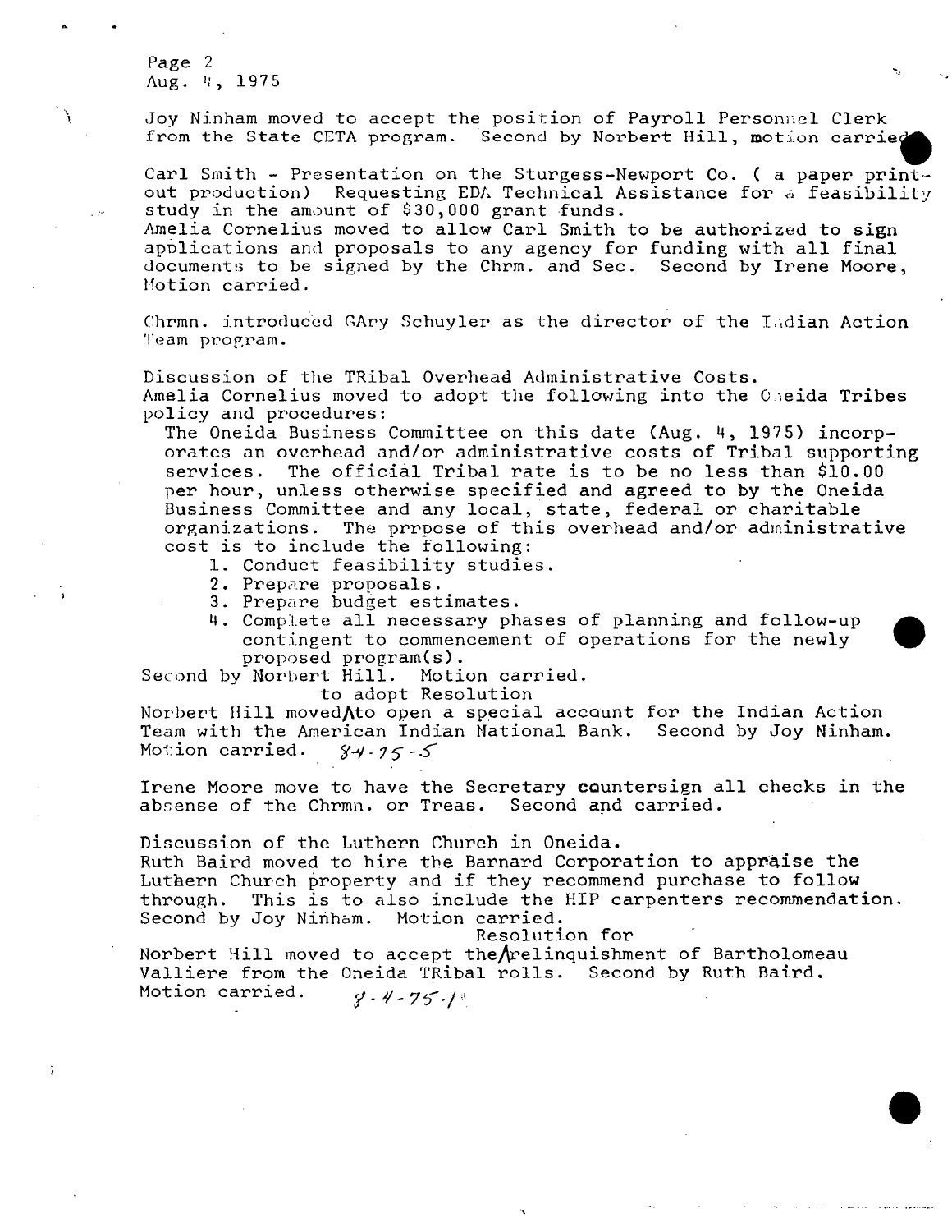Page 2
Aug. 4, 1975

Joy Ninham moved to accept the position of Payroll Personnel Clerk from the State CETA program. Second by Norbert Hill, motion carried.

Carl Smith - Presentation on the Sturgess-Newport Co. ( a paper print-out production) Requesting EDA Technical Assistance for a feasibility study in the amount of $30,000 grant funds.
Amelia Cornelius moved to allow Carl Smith to be authorized to sign applications and proposals to any agency for funding with all final documents to be signed by the Chrm. and Sec. Second by Irene Moore, Motion carried.

Chrmn. introduced GAry Schuyler as the director of the Indian Action Team program.

Discussion of the TRibal Overhead Administrative Costs.
Amelia Cornelius moved to adopt the following into the Oneida Tribes policy and procedures:

The Oneida Business Committee on this date (Aug. 4, 1975) incorporates an overhead and/or administrative costs of Tribal supporting services. The official Tribal rate is to be no less than $10.00 per hour, unless otherwise specified and agreed to by the Oneida Business Committee and any local, state, federal or charitable organizations. The prrpose of this overhead and/or administrative cost is to include the following:

1. Conduct feasibility studies.
2. Prepare proposals.
3. Prepare budget estimates.
4. Complete all necessary phases of planning and follow-up contingent to commencement of operations for the newly proposed program(s).

Second by Norbert Hill. Motion carried.

Norbert Hill moved to adopt Resolution to open a special account for the Indian Action Team with the American Indian National Bank. Second by Joy Ninham. Motion carried. 84-75-5

Irene Moore move to have the Secretary countersign all checks in the absense of the Chrmn. or Treas. Second and carried.

Discussion of the Luthern Church in Oneida.
Ruth Baird moved to hire the Barnard Corporation to appraise the Luthern Church property and if they recommend purchase to follow through. This is to also include the HIP carpenters recommendation. Second by Joy Ninham. Motion carried.

Norbert Hill moved to accept the Resolution for relinquishment of Bartholomeau Valliere from the Oneida TRibal rolls. Second by Ruth Baird. Motion carried. 8-4-75-1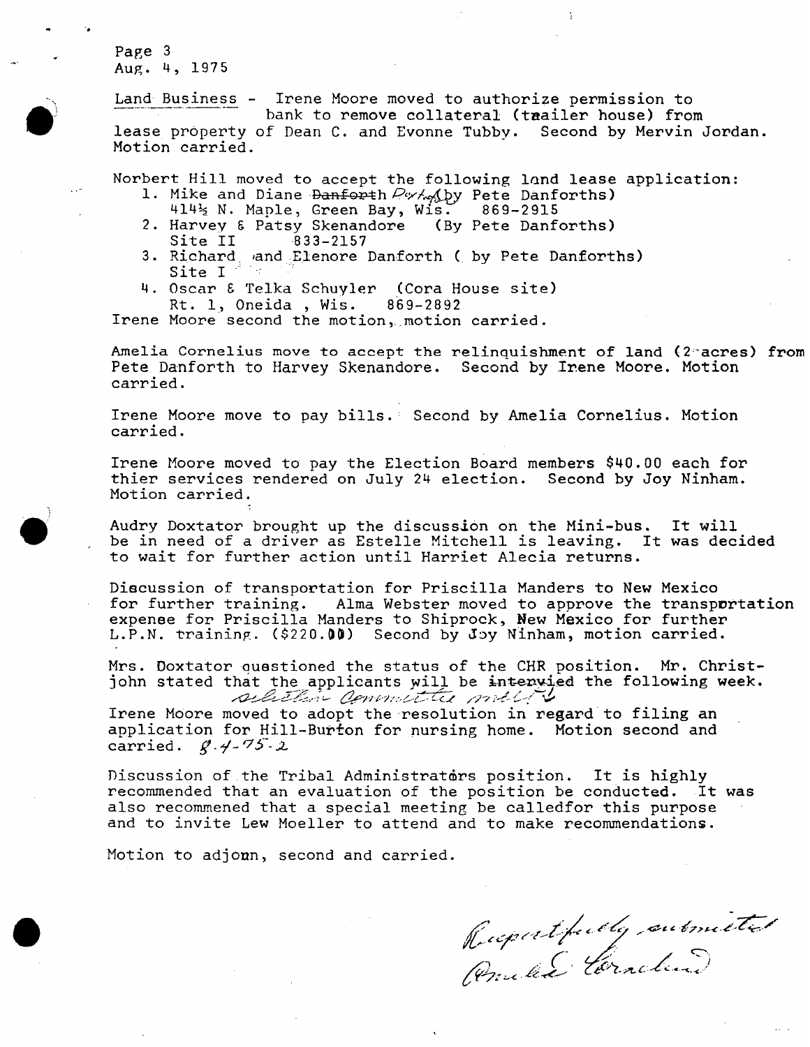Page 3
Aug. 4, 1975

Land Business - Irene Moore moved to authorize permission to bank to remove collateral (trailer house) from lease property of Dean C. and Evonne Tubby. Second by Mervin Jordan. Motion carried.

Norbert Hill moved to accept the following land lease application:

1. Mike and Diane ~~Danforth~~ Porter (by Pete Danforths)
   414½ N. Maple, Green Bay, Wis. 869-2915
2. Harvey & Patsy Skenandore (By Pete Danforths)
   Site II 833-2157
3. Richard and Elenore Danforth ( by Pete Danforths)
   Site I
4. Oscar & Telka Schuyler (Cora House site)
   Rt. 1, Oneida , Wis. 869-2892

Irene Moore second the motion, motion carried.

Amelia Cornelius move to accept the relinquishment of land (2 acres) from Pete Danforth to Harvey Skenandore. Second by Irene Moore. Motion carried.

Irene Moore move to pay bills. Second by Amelia Cornelius. Motion carried.

Irene Moore moved to pay the Election Board members $40.00 each for thier services rendered on July 24 election. Second by Joy Ninham. Motion carried.

Audry Doxtator brought up the discussion on the Mini-bus. It will be in need of a driver as Estelle Mitchell is leaving. It was decided to wait for further action until Harriet Alecia returns.

Discussion of transportation for Priscilla Manders to New Mexico for further training. Alma Webster moved to approve the transportation expense for Priscilla Manders to Shiprock, New Mexico for further L.P.N. training. ($220.00) Second by Joy Ninham, motion carried.

Mrs. Doxtator questioned the status of the CHR position. Mr. Christjohn stated that the applicants will be ~~intervied~~ the following week. *selection committee meet*

Irene Moore moved to adopt the resolution in regard to filing an application for Hill-Burton for nursing home. Motion second and carried. *8-4-75-2*

Discussion of the Tribal Administrators position. It is highly recommended that an evaluation of the position be conducted. It was also recommened that a special meeting be calledfor this purpose and to invite Lew Moeller to attend and to make recommendations.

Motion to adjonn, second and carried.

*Respectfully submitted*
*Amelia Cornelius*